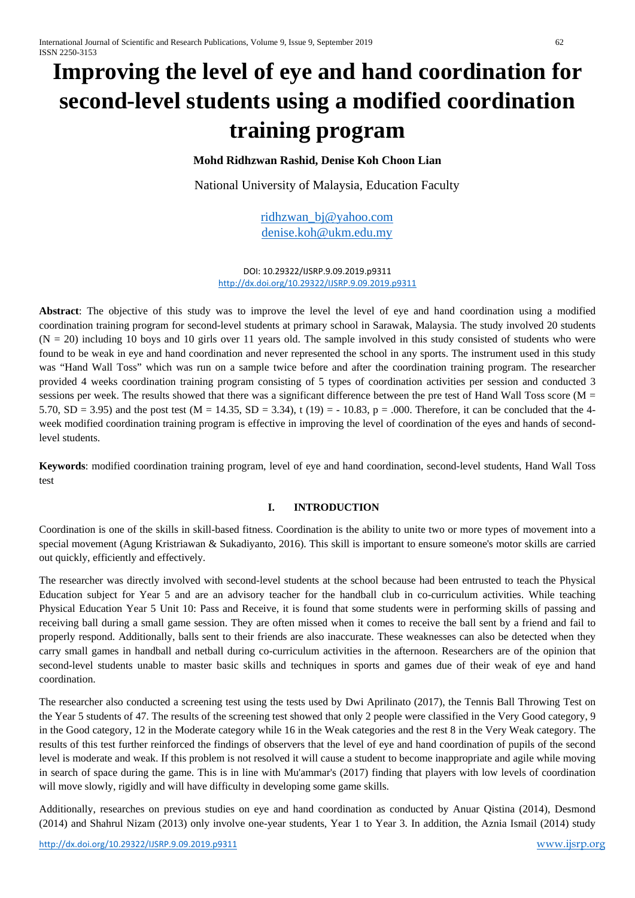# Improving the level of eye and hand coordination for second-level students using a modified coordination training program

**Mohd Ridhzwan Rashid, Denise Koh Choon Lian**

National University of Malaysia, Education Faculty

ridhzwan_bj@yahoo.com
denise.koh@ukm.edu.my

DOI: 10.29322/IJSRP.9.09.2019.p9311
http://dx.doi.org/10.29322/IJSRP.9.09.2019.p9311

**Abstract**: The objective of this study was to improve the level the level of eye and hand coordination using a modified coordination training program for second-level students at primary school in Sarawak, Malaysia. The study involved 20 students (N = 20) including 10 boys and 10 girls over 11 years old. The sample involved in this study consisted of students who were found to be weak in eye and hand coordination and never represented the school in any sports. The instrument used in this study was "Hand Wall Toss" which was run on a sample twice before and after the coordination training program. The researcher provided 4 weeks coordination training program consisting of 5 types of coordination activities per session and conducted 3 sessions per week. The results showed that there was a significant difference between the pre test of Hand Wall Toss score (M = 5.70, SD = 3.95) and the post test (M = 14.35, SD = 3.34), t (19) = - 10.83, p = .000. Therefore, it can be concluded that the 4-week modified coordination training program is effective in improving the level of coordination of the eyes and hands of second-level students.

**Keywords**: modified coordination training program, level of eye and hand coordination, second-level students, Hand Wall Toss test

## I. INTRODUCTION

Coordination is one of the skills in skill-based fitness. Coordination is the ability to unite two or more types of movement into a special movement (Agung Kristriawan & Sukadiyanto, 2016). This skill is important to ensure someone's motor skills are carried out quickly, efficiently and effectively.

The researcher was directly involved with second-level students at the school because had been entrusted to teach the Physical Education subject for Year 5 and are an advisory teacher for the handball club in co-curriculum activities. While teaching Physical Education Year 5 Unit 10: Pass and Receive, it is found that some students were in performing skills of passing and receiving ball during a small game session. They are often missed when it comes to receive the ball sent by a friend and fail to properly respond. Additionally, balls sent to their friends are also inaccurate. These weaknesses can also be detected when they carry small games in handball and netball during co-curriculum activities in the afternoon. Researchers are of the opinion that second-level students unable to master basic skills and techniques in sports and games due of their weak of eye and hand coordination.

The researcher also conducted a screening test using the tests used by Dwi Aprilinato (2017), the Tennis Ball Throwing Test on the Year 5 students of 47. The results of the screening test showed that only 2 people were classified in the Very Good category, 9 in the Good category, 12 in the Moderate category while 16 in the Weak categories and the rest 8 in the Very Weak category. The results of this test further reinforced the findings of observers that the level of eye and hand coordination of pupils of the second level is moderate and weak. If this problem is not resolved it will cause a student to become inappropriate and agile while moving in search of space during the game. This is in line with Mu'ammar's (2017) finding that players with low levels of coordination will move slowly, rigidly and will have difficulty in developing some game skills.

Additionally, researches on previous studies on eye and hand coordination as conducted by Anuar Qistina (2014), Desmond (2014) and Shahrul Nizam (2013) only involve one-year students, Year 1 to Year 3. In addition, the Aznia Ismail (2014) study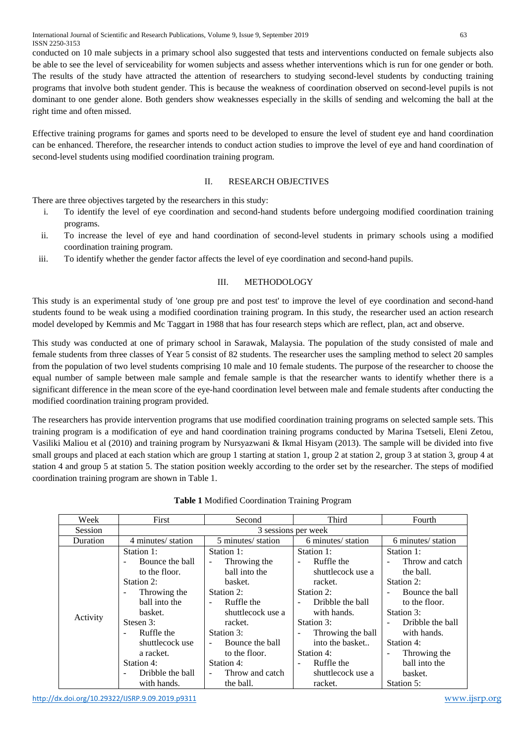conducted on 10 male subjects in a primary school also suggested that tests and interventions conducted on female subjects also be able to see the level of serviceability for women subjects and assess whether interventions which is run for one gender or both. The results of the study have attracted the attention of researchers to studying second-level students by conducting training programs that involve both student gender. This is because the weakness of coordination observed on second-level pupils is not dominant to one gender alone. Both genders show weaknesses especially in the skills of sending and welcoming the ball at the right time and often missed.

Effective training programs for games and sports need to be developed to ensure the level of student eye and hand coordination can be enhanced. Therefore, the researcher intends to conduct action studies to improve the level of eye and hand coordination of second-level students using modified coordination training program.

## II. RESEARCH OBJECTIVES

There are three objectives targeted by the researchers in this study:

i. To identify the level of eye coordination and second-hand students before undergoing modified coordination training programs.
ii. To increase the level of eye and hand coordination of second-level students in primary schools using a modified coordination training program.
iii. To identify whether the gender factor affects the level of eye coordination and second-hand pupils.

## III. METHODOLOGY

This study is an experimental study of 'one group pre and post test' to improve the level of eye coordination and second-hand students found to be weak using a modified coordination training program. In this study, the researcher used an action research model developed by Kemmis and Mc Taggart in 1988 that has four research steps which are reflect, plan, act and observe.

This study was conducted at one of primary school in Sarawak, Malaysia. The population of the study consisted of male and female students from three classes of Year 5 consist of 82 students. The researcher uses the sampling method to select 20 samples from the population of two level students comprising 10 male and 10 female students. The purpose of the researcher to choose the equal number of sample between male sample and female sample is that the researcher wants to identify whether there is a significant difference in the mean score of the eye-hand coordination level between male and female students after conducting the modified coordination training program provided.

The researchers has provide intervention programs that use modified coordination training programs on selected sample sets. This training program is a modification of eye and hand coordination training programs conducted by Marina Tsetseli, Eleni Zetou, Vasiliki Maliou et al (2010) and training program by Nursyazwani & Ikmal Hisyam (2013). The sample will be divided into five small groups and placed at each station which are group 1 starting at station 1, group 2 at station 2, group 3 at station 3, group 4 at station 4 and group 5 at station 5. The station position weekly according to the order set by the researcher. The steps of modified coordination training program are shown in Table 1.

**Table 1** Modified Coordination Training Program

| Week | First | Second | Third | Fourth |
|---|---|---|---|---|
| Session | 3 sessions per week | | | |
| Duration | 4 minutes/ station | 5 minutes/ station | 6 minutes/ station | 6 minutes/ station |
| Activity | Station 1: - Bounce the ball to the floor. Station 2: - Throwing the ball into the basket. Stesen 3: - Ruffle the shuttlecock use a racket. Station 4: - Dribble the ball with hands. | Station 1: - Throwing the ball into the basket. Station 2: - Ruffle the shuttlecock use a racket. Station 3: - Bounce the ball to the floor. Station 4: - Throw and catch the ball. | Station 1: - Ruffle the shuttlecock use a racket. Station 2: - Dribble the ball with hands. Station 3: - Throwing the ball into the basket.. Station 4: - Ruffle the shuttlecock use a racket. | Station 1: - Throw and catch the ball. Station 2: - Bounce the ball to the floor. Station 3: - Dribble the ball with hands. Station 4: - Throwing the ball into the basket. Station 5: |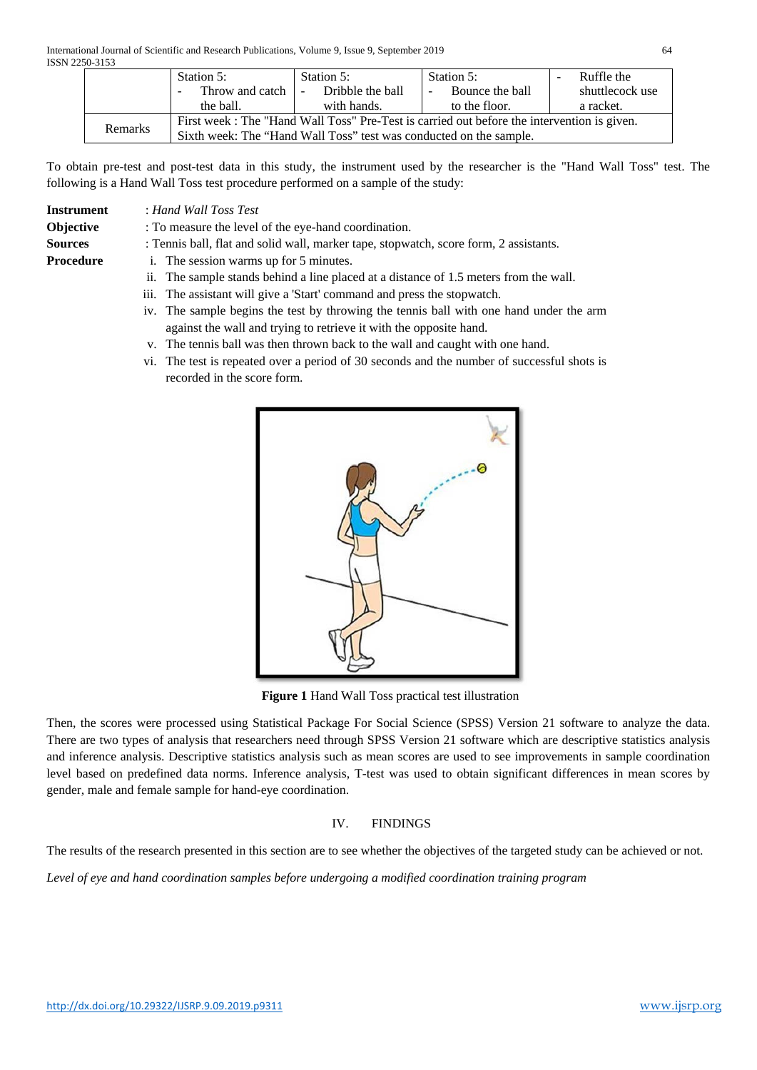|  | Station 5:<br>- Throw and catch the ball. | Station 5:<br>- Dribble the ball with hands. | Station 5:<br>- Bounce the ball to the floor. | - Ruffle the shuttlecock use a racket. |
|---|---|---|---|---|
| Remarks | First week : The "Hand Wall Toss" Pre-Test is carried out before the intervention is given.<br>Sixth week: The "Hand Wall Toss" test was conducted on the sample. | | | |

To obtain pre-test and post-test data in this study, the instrument used by the researcher is the "Hand Wall Toss" test. The following is a Hand Wall Toss test procedure performed on a sample of the study:

**Instrument** : *Hand Wall Toss Test*

**Objective** : To measure the level of the eye-hand coordination.

**Sources** : Tennis ball, flat and solid wall, marker tape, stopwatch, score form, 2 assistants.

**Procedure**

i. The session warms up for 5 minutes.
ii. The sample stands behind a line placed at a distance of 1.5 meters from the wall.
iii. The assistant will give a 'Start' command and press the stopwatch.
iv. The sample begins the test by throwing the tennis ball with one hand under the arm against the wall and trying to retrieve it with the opposite hand.
v. The tennis ball was then thrown back to the wall and caught with one hand.
vi. The test is repeated over a period of 30 seconds and the number of successful shots is recorded in the score form.

**Figure 1** Hand Wall Toss practical test illustration

Then, the scores were processed using Statistical Package For Social Science (SPSS) Version 21 software to analyze the data. There are two types of analysis that researchers need through SPSS Version 21 software which are descriptive statistics analysis and inference analysis. Descriptive statistics analysis such as mean scores are used to see improvements in sample coordination level based on predefined data norms. Inference analysis, T-test was used to obtain significant differences in mean scores by gender, male and female sample for hand-eye coordination.

## IV. FINDINGS

The results of the research presented in this section are to see whether the objectives of the targeted study can be achieved or not.

*Level of eye and hand coordination samples before undergoing a modified coordination training program*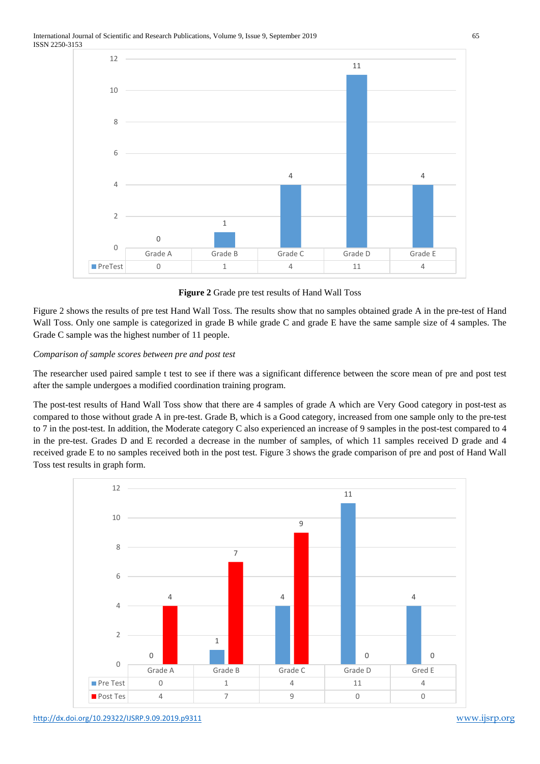| | Grade A | Grade B | Grade C | Grade D | Grade E |
|---|---|---|---|---|---|
| PreTest | 0 | 1 | 4 | 11 | 4 |

**Figure 2** Grade pre test results of Hand Wall Toss

Figure 2 shows the results of pre test Hand Wall Toss. The results show that no samples obtained grade A in the pre-test of Hand Wall Toss. Only one sample is categorized in grade B while grade C and grade E have the same sample size of 4 samples. The Grade C sample was the highest number of 11 people.

*Comparison of sample scores between pre and post test*

The researcher used paired sample t test to see if there was a significant difference between the score mean of pre and post test after the sample undergoes a modified coordination training program.

The post-test results of Hand Wall Toss show that there are 4 samples of grade A which are Very Good category in post-test as compared to those without grade A in pre-test. Grade B, which is a Good category, increased from one sample only to the pre-test to 7 in the post-test. In addition, the Moderate category C also experienced an increase of 9 samples in the post-test compared to 4 in the pre-test. Grades D and E recorded a decrease in the number of samples, of which 11 samples received D grade and 4 received grade E to no samples received both in the post test. Figure 3 shows the grade comparison of pre and post of Hand Wall Toss test results in graph form.

| | Grade A | Grade B | Grade C | Grade D | Gred E |
|---|---|---|---|---|---|
| Pre Test | 0 | 1 | 4 | 11 | 4 |
| Post Tes | 4 | 7 | 9 | 0 | 0 |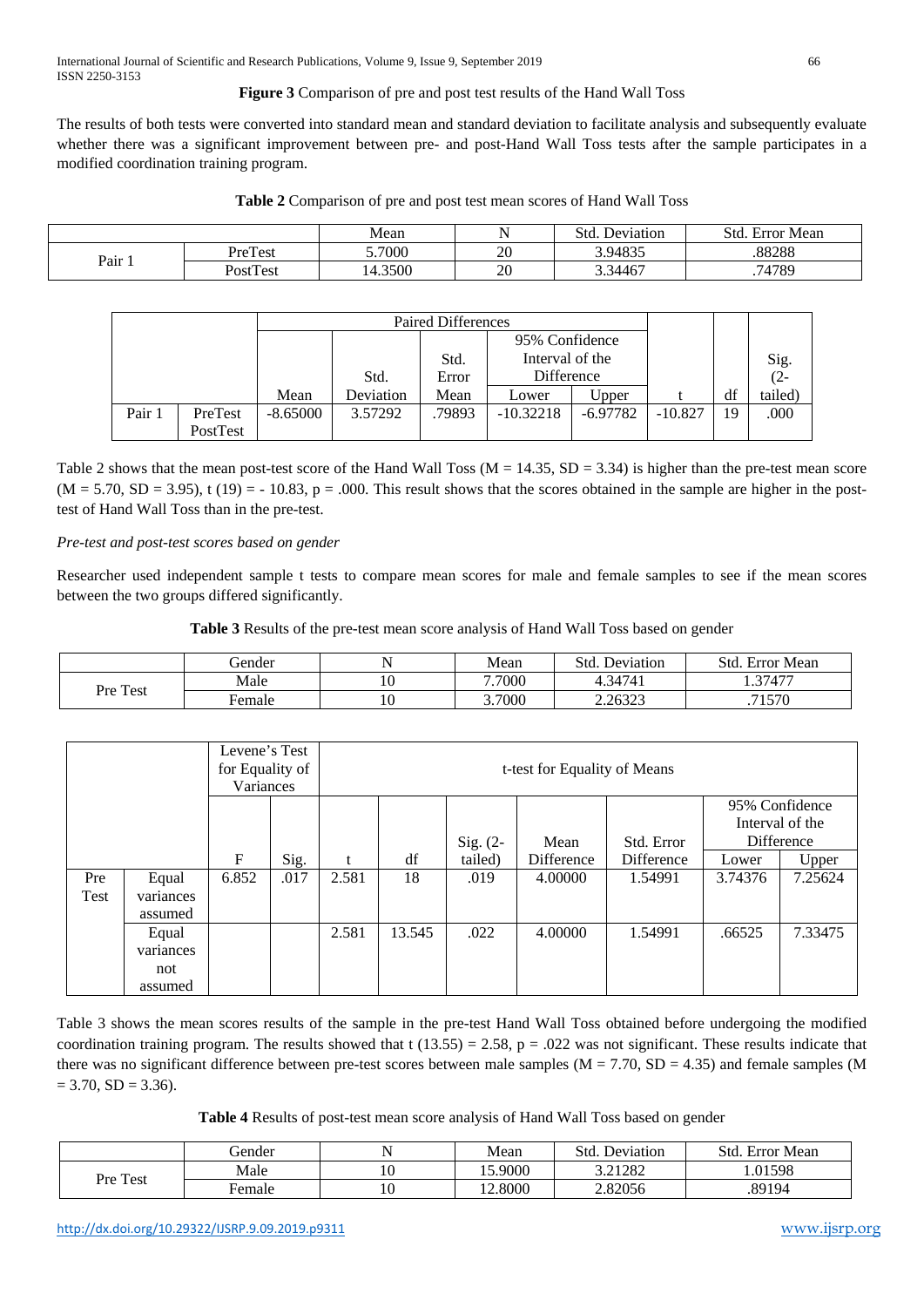**Figure 3** Comparison of pre and post test results of the Hand Wall Toss

The results of both tests were converted into standard mean and standard deviation to facilitate analysis and subsequently evaluate whether there was a significant improvement between pre- and post-Hand Wall Toss tests after the sample participates in a modified coordination training program.

**Table 2** Comparison of pre and post test mean scores of Hand Wall Toss

| | | Mean | N | Std. Deviation | Std. Error Mean |
|---|---|---|---|---|---|
| Pair 1 | PreTest | 5.7000 | 20 | 3.94835 | .88288 |
| | PostTest | 14.3500 | 20 | 3.34467 | .74789 |

| | | Paired Differences | | | | | t | df | Sig. (2-tailed) |
|---|---|---|---|---|---|---|---|---|---|
| | | | | | 95% Confidence Interval of the Difference | | | | |
| | | Mean | Std. Deviation | Std. Error Mean | Lower | Upper | | | |
| Pair 1 | PreTest PostTest | -8.65000 | 3.57292 | .79893 | -10.32218 | -6.97782 | -10.827 | 19 | .000 |

Table 2 shows that the mean post-test score of the Hand Wall Toss (M = 14.35, SD = 3.34) is higher than the pre-test mean score (M = 5.70, SD = 3.95), t (19) = - 10.83, p = .000. This result shows that the scores obtained in the sample are higher in the post-test of Hand Wall Toss than in the pre-test.

*Pre-test and post-test scores based on gender*

Researcher used independent sample t tests to compare mean scores for male and female samples to see if the mean scores between the two groups differed significantly.

**Table 3** Results of the pre-test mean score analysis of Hand Wall Toss based on gender

| | Gender | N | Mean | Std. Deviation | Std. Error Mean |
|---|---|---|---|---|---|
| Pre Test | Male | 10 | 7.7000 | 4.34741 | 1.37477 |
| | Female | 10 | 3.7000 | 2.26323 | .71570 |

| | | Levene's Test for Equality of Variances | | t-test for Equality of Means | | | | | | |
|---|---|---|---|---|---|---|---|---|---|---|
| | | | | | | | | | 95% Confidence Interval of the Difference | |
| | | F | Sig. | t | df | Sig. (2-tailed) | Mean Difference | Std. Error Difference | Lower | Upper |
| Pre Test | Equal variances assumed | 6.852 | .017 | 2.581 | 18 | .019 | 4.00000 | 1.54991 | 3.74376 | 7.25624 |
| | Equal variances not assumed | | | 2.581 | 13.545 | .022 | 4.00000 | 1.54991 | .66525 | 7.33475 |

Table 3 shows the mean scores results of the sample in the pre-test Hand Wall Toss obtained before undergoing the modified coordination training program. The results showed that t (13.55) = 2.58, p = .022 was not significant. These results indicate that there was no significant difference between pre-test scores between male samples (M = 7.70, SD = 4.35) and female samples (M = 3.70, SD = 3.36).

**Table 4** Results of post-test mean score analysis of Hand Wall Toss based on gender

| | Gender | N | Mean | Std. Deviation | Std. Error Mean |
|---|---|---|---|---|---|
| Pre Test | Male | 10 | 15.9000 | 3.21282 | 1.01598 |
| | Female | 10 | 12.8000 | 2.82056 | .89194 |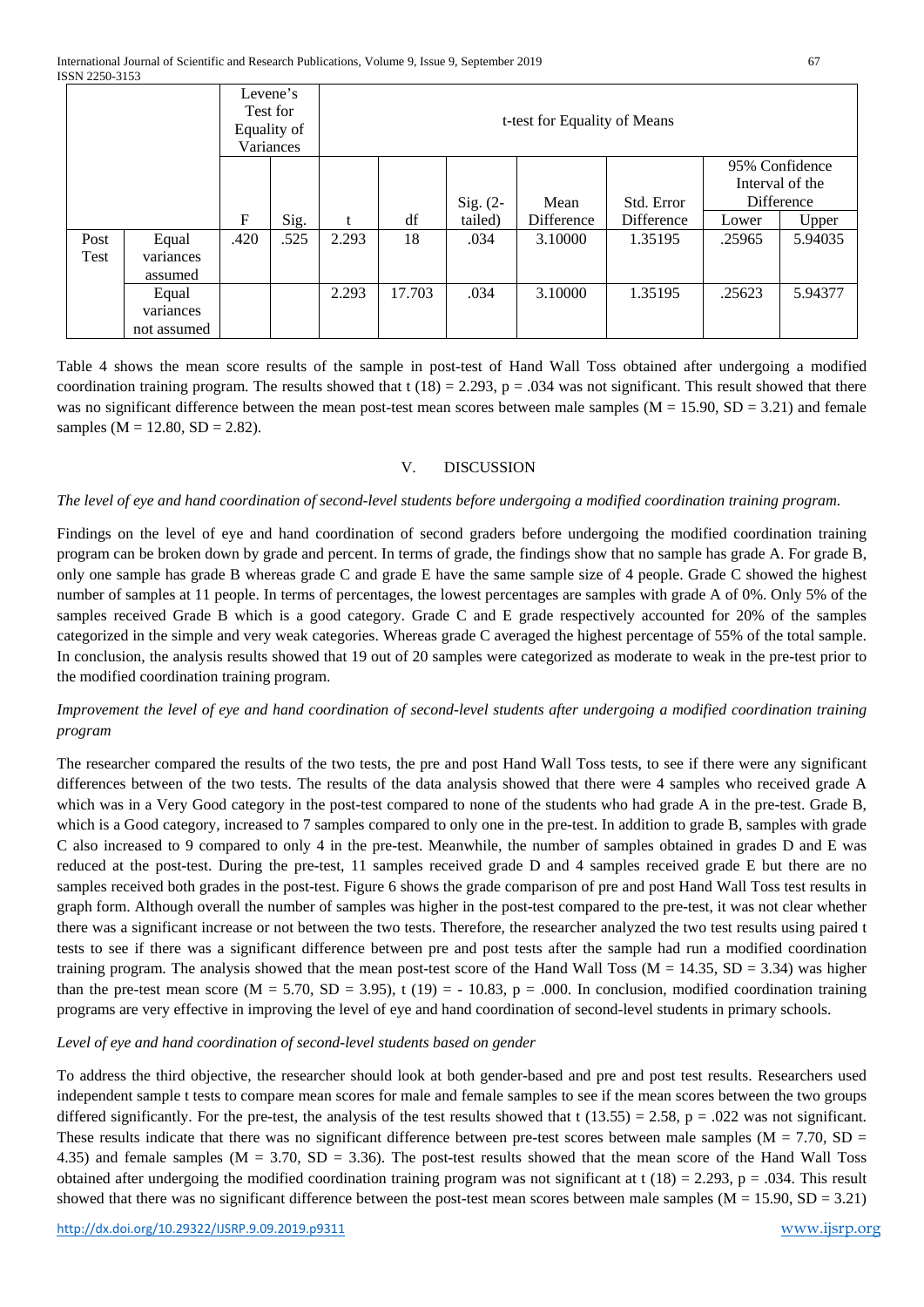| | | Levene's Test for Equality of Variances | | t-test for Equality of Means | | | | | | |
|---|---|---|---|---|---|---|---|---|---|---|
| | | | | | | | | | 95% Confidence Interval of the Difference | |
| | | F | Sig. | t | df | Sig. (2-tailed) | Mean Difference | Std. Error Difference | Lower | Upper |
| Post Test | Equal variances assumed | .420 | .525 | 2.293 | 18 | .034 | 3.10000 | 1.35195 | .25965 | 5.94035 |
| | Equal variances not assumed | | | 2.293 | 17.703 | .034 | 3.10000 | 1.35195 | .25623 | 5.94377 |

Table 4 shows the mean score results of the sample in post-test of Hand Wall Toss obtained after undergoing a modified coordination training program. The results showed that t (18) = 2.293, p = .034 was not significant. This result showed that there was no significant difference between the mean post-test mean scores between male samples (M = 15.90, SD = 3.21) and female samples (M = 12.80, SD = 2.82).

## V. DISCUSSION

*The level of eye and hand coordination of second-level students before undergoing a modified coordination training program.*

Findings on the level of eye and hand coordination of second graders before undergoing the modified coordination training program can be broken down by grade and percent. In terms of grade, the findings show that no sample has grade A. For grade B, only one sample has grade B whereas grade C and grade E have the same sample size of 4 people. Grade C showed the highest number of samples at 11 people. In terms of percentages, the lowest percentages are samples with grade A of 0%. Only 5% of the samples received Grade B which is a good category. Grade C and E grade respectively accounted for 20% of the samples categorized in the simple and very weak categories. Whereas grade C averaged the highest percentage of 55% of the total sample. In conclusion, the analysis results showed that 19 out of 20 samples were categorized as moderate to weak in the pre-test prior to the modified coordination training program.

*Improvement the level of eye and hand coordination of second-level students after undergoing a modified coordination training program*

The researcher compared the results of the two tests, the pre and post Hand Wall Toss tests, to see if there were any significant differences between of the two tests. The results of the data analysis showed that there were 4 samples who received grade A which was in a Very Good category in the post-test compared to none of the students who had grade A in the pre-test. Grade B, which is a Good category, increased to 7 samples compared to only one in the pre-test. In addition to grade B, samples with grade C also increased to 9 compared to only 4 in the pre-test. Meanwhile, the number of samples obtained in grades D and E was reduced at the post-test. During the pre-test, 11 samples received grade D and 4 samples received grade E but there are no samples received both grades in the post-test. Figure 6 shows the grade comparison of pre and post Hand Wall Toss test results in graph form. Although overall the number of samples was higher in the post-test compared to the pre-test, it was not clear whether there was a significant increase or not between the two tests. Therefore, the researcher analyzed the two test results using paired t tests to see if there was a significant difference between pre and post tests after the sample had run a modified coordination training program. The analysis showed that the mean post-test score of the Hand Wall Toss (M = 14.35, SD = 3.34) was higher than the pre-test mean score (M = 5.70, SD = 3.95), t (19) = - 10.83, p = .000. In conclusion, modified coordination training programs are very effective in improving the level of eye and hand coordination of second-level students in primary schools.

*Level of eye and hand coordination of second-level students based on gender*

To address the third objective, the researcher should look at both gender-based and pre and post test results. Researchers used independent sample t tests to compare mean scores for male and female samples to see if the mean scores between the two groups differed significantly. For the pre-test, the analysis of the test results showed that t (13.55) = 2.58, p = .022 was not significant. These results indicate that there was no significant difference between pre-test scores between male samples (M = 7.70, SD = 4.35) and female samples (M = 3.70, SD = 3.36). The post-test results showed that the mean score of the Hand Wall Toss obtained after undergoing the modified coordination training program was not significant at t (18) = 2.293, p = .034. This result showed that there was no significant difference between the post-test mean scores between male samples (M = 15.90, SD = 3.21)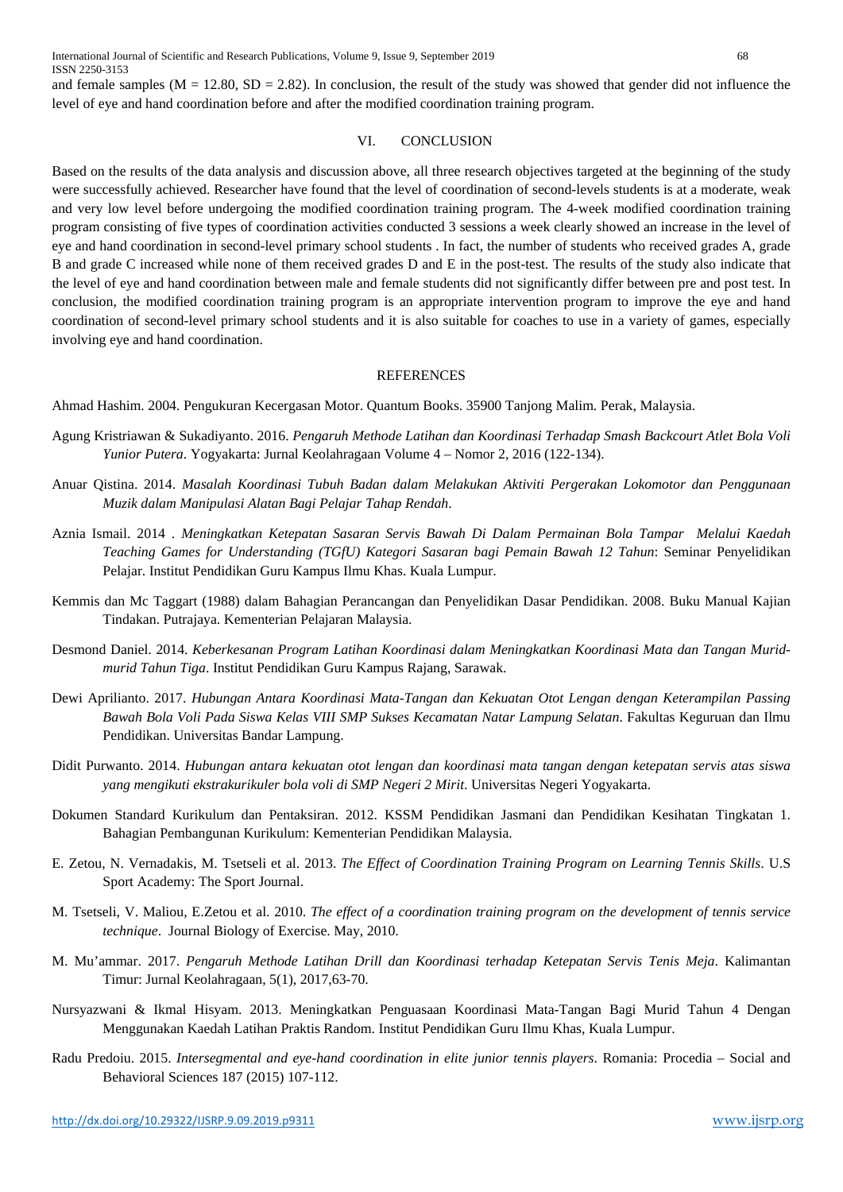and female samples ($M = 12.80$, $SD = 2.82$). In conclusion, the result of the study was showed that gender did not influence the level of eye and hand coordination before and after the modified coordination training program.

## VI. CONCLUSION

Based on the results of the data analysis and discussion above, all three research objectives targeted at the beginning of the study were successfully achieved. Researcher have found that the level of coordination of second-levels students is at a moderate, weak and very low level before undergoing the modified coordination training program. The 4-week modified coordination training program consisting of five types of coordination activities conducted 3 sessions a week clearly showed an increase in the level of eye and hand coordination in second-level primary school students . In fact, the number of students who received grades A, grade B and grade C increased while none of them received grades D and E in the post-test. The results of the study also indicate that the level of eye and hand coordination between male and female students did not significantly differ between pre and post test. In conclusion, the modified coordination training program is an appropriate intervention program to improve the eye and hand coordination of second-level primary school students and it is also suitable for coaches to use in a variety of games, especially involving eye and hand coordination.

## REFERENCES

Ahmad Hashim. 2004. Pengukuran Kecergasan Motor. Quantum Books. 35900 Tanjong Malim. Perak, Malaysia.

Agung Kristriawan & Sukadiyanto. 2016. *Pengaruh Methode Latihan dan Koordinasi Terhadap Smash Backcourt Atlet Bola Voli Yunior Putera*. Yogyakarta: Jurnal Keolahragaan Volume 4 – Nomor 2, 2016 (122-134).

Anuar Qistina. 2014. *Masalah Koordinasi Tubuh Badan dalam Melakukan Aktiviti Pergerakan Lokomotor dan Penggunaan Muzik dalam Manipulasi Alatan Bagi Pelajar Tahap Rendah*.

Aznia Ismail. 2014 . *Meningkatkan Ketepatan Sasaran Servis Bawah Di Dalam Permainan Bola Tampar Melalui Kaedah Teaching Games for Understanding (TGfU) Kategori Sasaran bagi Pemain Bawah 12 Tahun*: Seminar Penyelidikan Pelajar. Institut Pendidikan Guru Kampus Ilmu Khas. Kuala Lumpur.

Kemmis dan Mc Taggart (1988) dalam Bahagian Perancangan dan Penyelidikan Dasar Pendidikan. 2008. Buku Manual Kajian Tindakan. Putrajaya. Kementerian Pelajaran Malaysia.

Desmond Daniel. 2014. *Keberkesanan Program Latihan Koordinasi dalam Meningkatkan Koordinasi Mata dan Tangan Murid-murid Tahun Tiga*. Institut Pendidikan Guru Kampus Rajang, Sarawak.

Dewi Aprilianto. 2017. *Hubungan Antara Koordinasi Mata-Tangan dan Kekuatan Otot Lengan dengan Keterampilan Passing Bawah Bola Voli Pada Siswa Kelas VIII SMP Sukses Kecamatan Natar Lampung Selatan*. Fakultas Keguruan dan Ilmu Pendidikan. Universitas Bandar Lampung.

Didit Purwanto. 2014. *Hubungan antara kekuatan otot lengan dan koordinasi mata tangan dengan ketepatan servis atas siswa yang mengikuti ekstrakurikuler bola voli di SMP Negeri 2 Mirit*. Universitas Negeri Yogyakarta.

Dokumen Standard Kurikulum dan Pentaksiran. 2012. KSSM Pendidikan Jasmani dan Pendidikan Kesihatan Tingkatan 1. Bahagian Pembangunan Kurikulum: Kementerian Pendidikan Malaysia.

E. Zetou, N. Vernadakis, M. Tsetseli et al. 2013. *The Effect of Coordination Training Program on Learning Tennis Skills*. U.S Sport Academy: The Sport Journal.

M. Tsetseli, V. Maliou, E.Zetou et al. 2010. *The effect of a coordination training program on the development of tennis service technique*. Journal Biology of Exercise. May, 2010.

M. Mu'ammar. 2017. *Pengaruh Methode Latihan Drill dan Koordinasi terhadap Ketepatan Servis Tenis Meja*. Kalimantan Timur: Jurnal Keolahragaan, 5(1), 2017,63-70.

Nursyazwani & Ikmal Hisyam. 2013. Meningkatkan Penguasaan Koordinasi Mata-Tangan Bagi Murid Tahun 4 Dengan Menggunakan Kaedah Latihan Praktis Random. Institut Pendidikan Guru Ilmu Khas, Kuala Lumpur.

Radu Predoiu. 2015. *Intersegmental and eye-hand coordination in elite junior tennis players*. Romania: Procedia – Social and Behavioral Sciences 187 (2015) 107-112.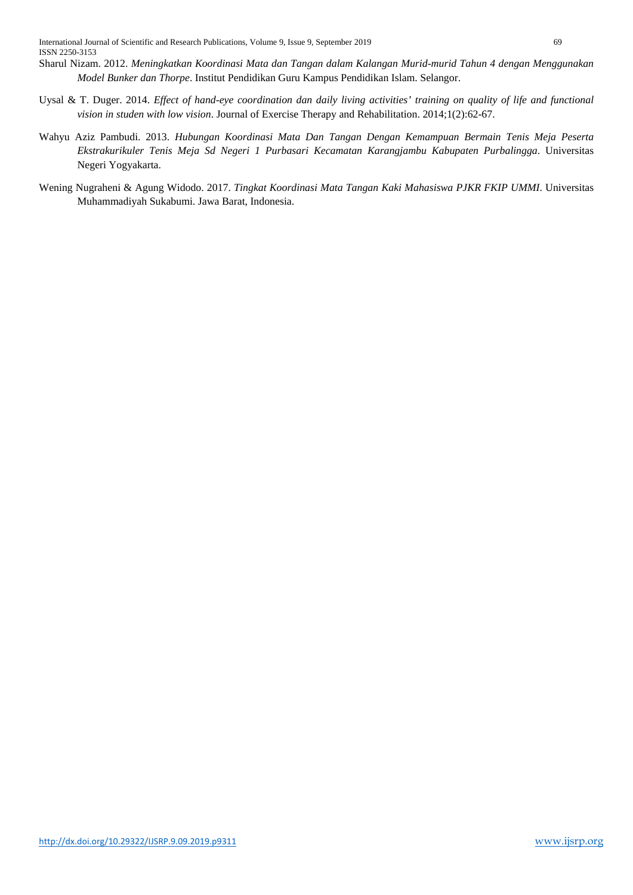Sharul Nizam. 2012. *Meningkatkan Koordinasi Mata dan Tangan dalam Kalangan Murid-murid Tahun 4 dengan Menggunakan Model Bunker dan Thorpe*. Institut Pendidikan Guru Kampus Pendidikan Islam. Selangor.

Uysal & T. Duger. 2014. *Effect of hand-eye coordination dan daily living activities' training on quality of life and functional vision in studen with low vision*. Journal of Exercise Therapy and Rehabilitation. 2014;1(2):62-67.

Wahyu Aziz Pambudi. 2013. *Hubungan Koordinasi Mata Dan Tangan Dengan Kemampuan Bermain Tenis Meja Peserta Ekstrakurikuler Tenis Meja Sd Negeri 1 Purbasari Kecamatan Karangjambu Kabupaten Purbalingga*. Universitas Negeri Yogyakarta.

Wening Nugraheni & Agung Widodo. 2017. *Tingkat Koordinasi Mata Tangan Kaki Mahasiswa PJKR FKIP UMMI*. Universitas Muhammadiyah Sukabumi. Jawa Barat, Indonesia.